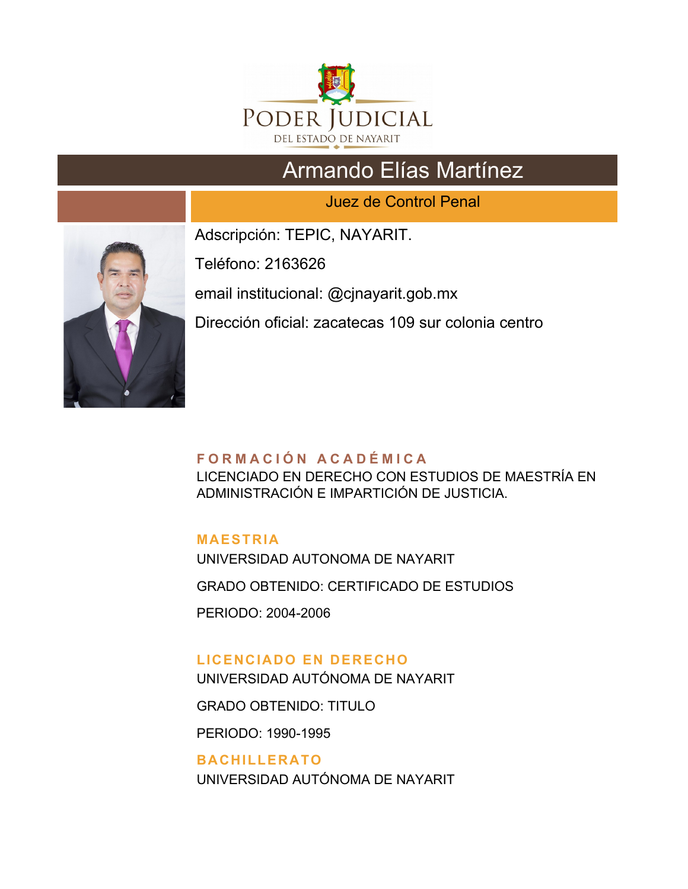PODER JUDICIAL
DEL ESTADO DE NAYARIT

# Armando Elías Martínez

## Juez de Control Penal

Adscripción: TEPIC, NAYARIT.

Teléfono: 2163626

email institucional: @cjnayarit.gob.mx

Dirección oficial: zacatecas 109 sur colonia centro

### FORMACIÓN ACADÉMICA

LICENCIADO EN DERECHO CON ESTUDIOS DE MAESTRÍA EN ADMINISTRACIÓN E IMPARTICIÓN DE JUSTICIA.

### MAESTRIA

UNIVERSIDAD AUTONOMA DE NAYARIT

GRADO OBTENIDO: CERTIFICADO DE ESTUDIOS

PERIODO: 2004-2006

### LICENCIADO EN DERECHO

UNIVERSIDAD AUTÓNOMA DE NAYARIT

GRADO OBTENIDO: TITULO

PERIODO: 1990-1995

### BACHILLERATO

UNIVERSIDAD AUTÓNOMA DE NAYARIT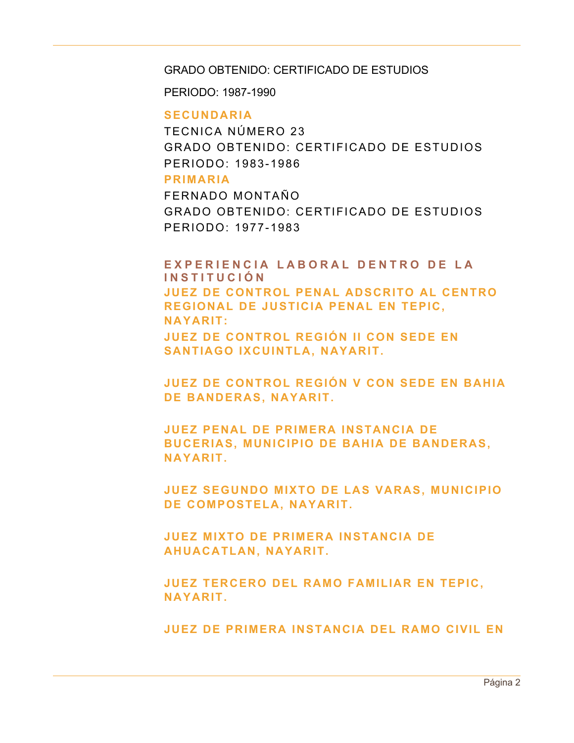GRADO OBTENIDO: CERTIFICADO DE ESTUDIOS

PERIODO: 1987-1990

### SECUNDARIA

TECNICA NÚMERO 23

GRADO OBTENIDO: CERTIFICADO DE ESTUDIOS

PERIODO: 1983-1986

### PRIMARIA

FERNADO MONTAÑO

GRADO OBTENIDO: CERTIFICADO DE ESTUDIOS

PERIODO: 1977-1983

## EXPERIENCIA LABORAL DENTRO DE LA INSTITUCIÓN

**JUEZ DE CONTROL PENAL ADSCRITO AL CENTRO REGIONAL DE JUSTICIA PENAL EN TEPIC, NAYARIT:**

**JUEZ DE CONTROL REGIÓN II CON SEDE EN SANTIAGO IXCUINTLA, NAYARIT.**

**JUEZ DE CONTROL REGIÓN V CON SEDE EN BAHIA DE BANDERAS, NAYARIT.**

**JUEZ PENAL DE PRIMERA INSTANCIA DE BUCERIAS, MUNICIPIO DE BAHIA DE BANDERAS, NAYARIT.**

**JUEZ SEGUNDO MIXTO DE LAS VARAS, MUNICIPIO DE COMPOSTELA, NAYARIT.**

**JUEZ MIXTO DE PRIMERA INSTANCIA DE AHUACATLAN, NAYARIT.**

**JUEZ TERCERO DEL RAMO FAMILIAR EN TEPIC, NAYARIT.**

**JUEZ DE PRIMERA INSTANCIA DEL RAMO CIVIL EN**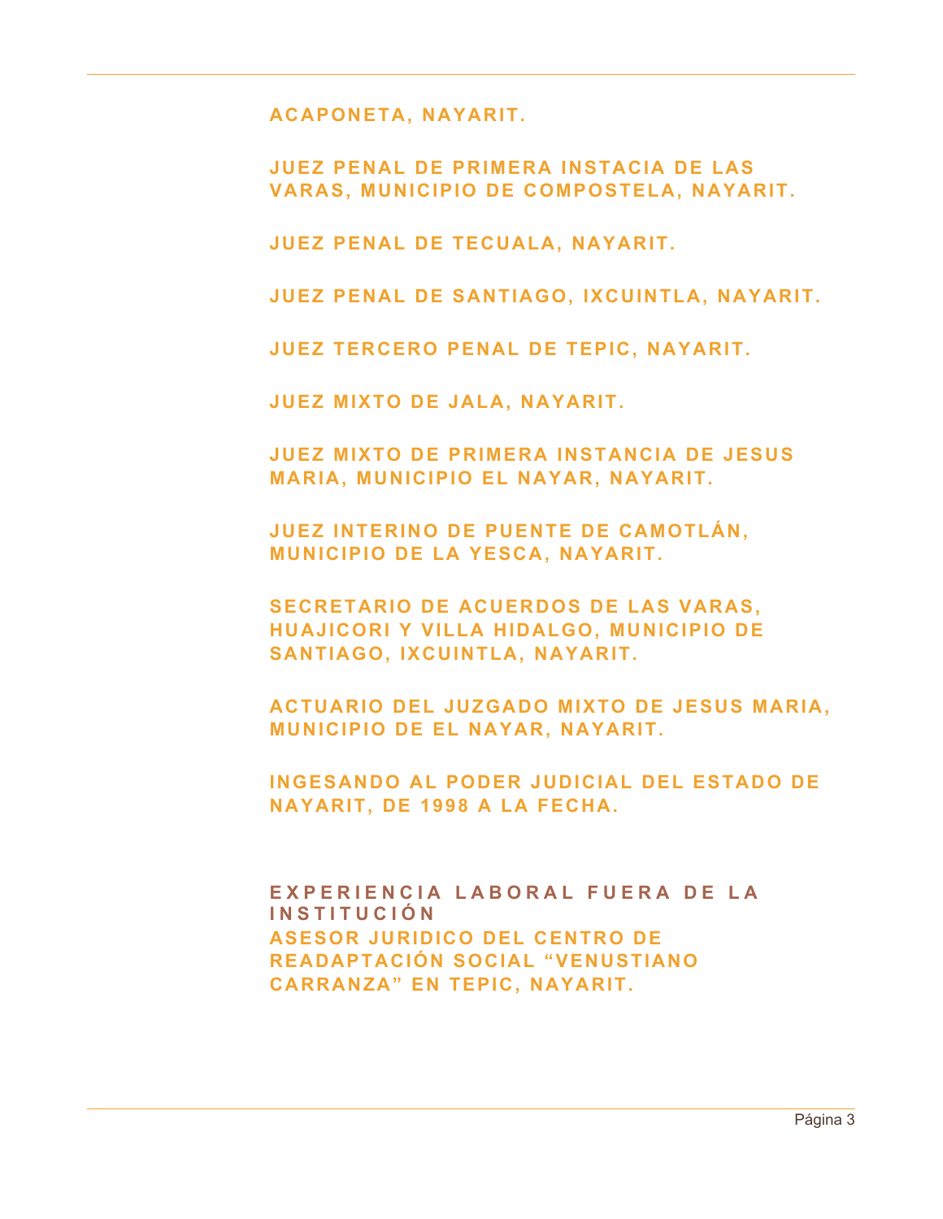ACAPONETA, NAYARIT.

JUEZ PENAL DE PRIMERA INSTACIA DE LAS VARAS, MUNICIPIO DE COMPOSTELA, NAYARIT.

JUEZ PENAL DE TECUALA, NAYARIT.

JUEZ PENAL DE SANTIAGO, IXCUINTLA, NAYARIT.

JUEZ TERCERO PENAL DE TEPIC, NAYARIT.

JUEZ MIXTO DE JALA, NAYARIT.

JUEZ MIXTO DE PRIMERA INSTANCIA DE JESUS MARIA, MUNICIPIO EL NAYAR, NAYARIT.

JUEZ INTERINO DE PUENTE DE CAMOTLÁN, MUNICIPIO DE LA YESCA, NAYARIT.

SECRETARIO DE ACUERDOS DE LAS VARAS, HUAJICORI Y VILLA HIDALGO, MUNICIPIO DE SANTIAGO, IXCUINTLA, NAYARIT.

ACTUARIO DEL JUZGADO MIXTO DE JESUS MARIA, MUNICIPIO DE EL NAYAR, NAYARIT.

INGESANDO AL PODER JUDICIAL DEL ESTADO DE NAYARIT, DE 1998 A LA FECHA.

## EXPERIENCIA LABORAL FUERA DE LA INSTITUCIÓN

ASESOR JURIDICO DEL CENTRO DE READAPTACIÓN SOCIAL "VENUSTIANO CARRANZA" EN TEPIC, NAYARIT.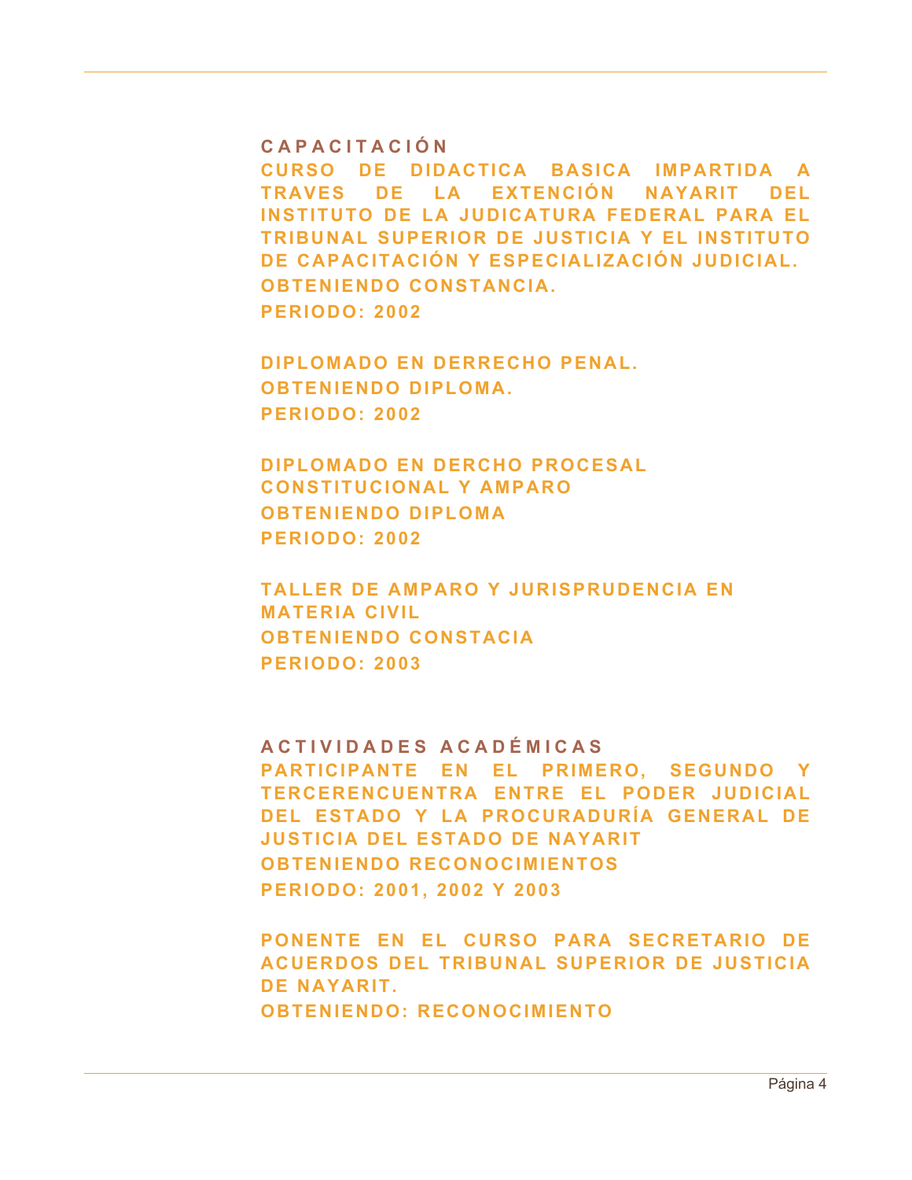## CAPACITACIÓN

CURSO DE DIDACTICA BASICA IMPARTIDA A TRAVES DE LA EXTENCIÓN NAYARIT DEL INSTITUTO DE LA JUDICATURA FEDERAL PARA EL TRIBUNAL SUPERIOR DE JUSTICIA Y EL INSTITUTO DE CAPACITACIÓN Y ESPECIALIZACIÓN JUDICIAL.
OBTENIENDO CONSTANCIA.
PERIODO: 2002

DIPLOMADO EN DERRECHO PENAL.
OBTENIENDO DIPLOMA.
PERIODO: 2002

DIPLOMADO EN DERCHO PROCESAL CONSTITUCIONAL Y AMPARO
OBTENIENDO DIPLOMA
PERIODO: 2002

TALLER DE AMPARO Y JURISPRUDENCIA EN MATERIA CIVIL
OBTENIENDO CONSTACIA
PERIODO: 2003

## ACTIVIDADES ACADÉMICAS

PARTICIPANTE EN EL PRIMERO, SEGUNDO Y TERCERENCUENTRA ENTRE EL PODER JUDICIAL DEL ESTADO Y LA PROCURADURÍA GENERAL DE JUSTICIA DEL ESTADO DE NAYARIT
OBTENIENDO RECONOCIMIENTOS
PERIODO: 2001, 2002 Y 2003

PONENTE EN EL CURSO PARA SECRETARIO DE ACUERDOS DEL TRIBUNAL SUPERIOR DE JUSTICIA DE NAYARIT.
OBTENIENDO: RECONOCIMIENTO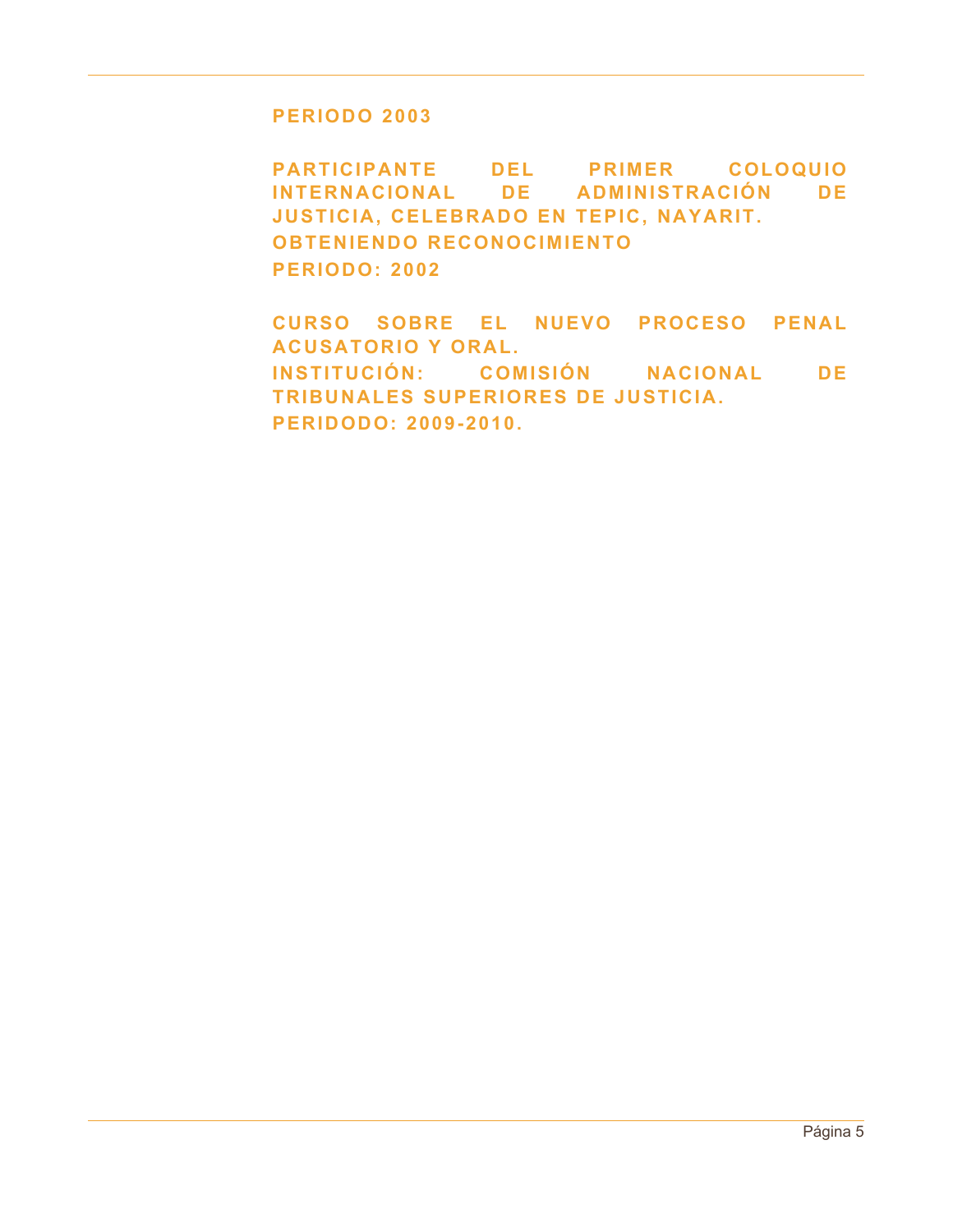**PERIODO 2003**

**PARTICIPANTE DEL PRIMER COLOQUIO INTERNACIONAL DE ADMINISTRACIÓN DE JUSTICIA, CELEBRADO EN TEPIC, NAYARIT.**
**OBTENIENDO RECONOCIMIENTO**
**PERIODO: 2002**

**CURSO SOBRE EL NUEVO PROCESO PENAL ACUSATORIO Y ORAL.**
**INSTITUCIÓN: COMISIÓN NACIONAL DE TRIBUNALES SUPERIORES DE JUSTICIA.**
**PERIDODO: 2009-2010.**